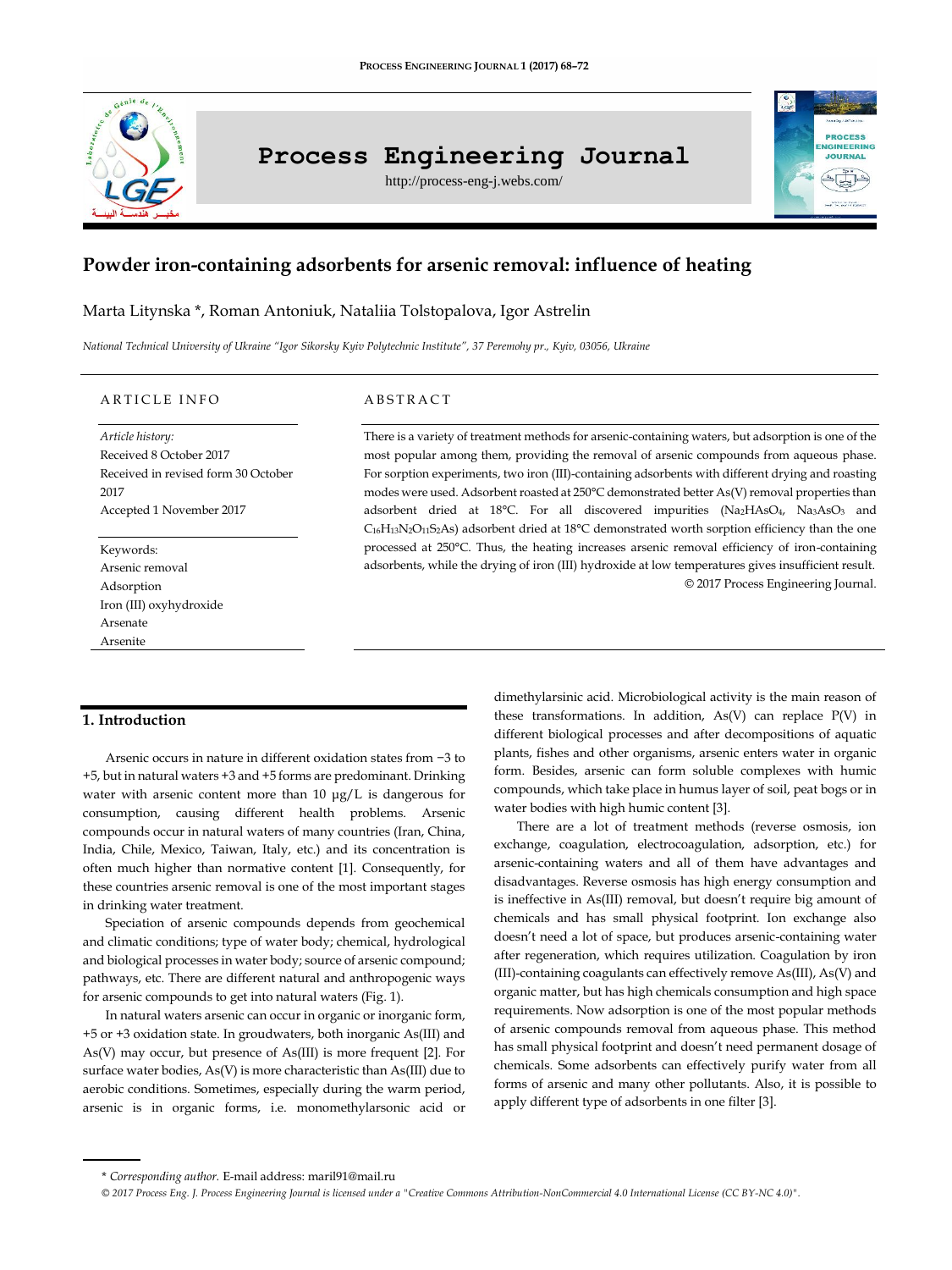# Powder iron-containing adsorbents for arsenic removal: influence of heating

Marta Litynska *, Roman Antoniuk, Nataliia Tolstopalova, Igor Astrelin

*National Technical University of Ukraine "Igor Sikorsky Kyiv Polytechnic Institute", 37 Peremohy pr., Kyiv, 03056, Ukraine*

## ARTICLE INFO

*Article history:*
Received 8 October 2017
Received in revised form 30 October 2017
Accepted 1 November 2017

Keywords:
Arsenic removal
Adsorption
Iron (III) oxyhydroxide
Arsenate
Arsenite

## ABSTRACT

There is a variety of treatment methods for arsenic-containing waters, but adsorption is one of the most popular among them, providing the removal of arsenic compounds from aqueous phase. For sorption experiments, two iron (III)-containing adsorbents with different drying and roasting modes were used. Adsorbent roasted at 250°C demonstrated better As(V) removal properties than adsorbent dried at 18°C. For all discovered impurities ($Na_2HAsO_4$, $Na_3AsO_3$ and $C_{16}H_{13}N_2O_{11}S_2As$) adsorbent dried at 18°C demonstrated worth sorption efficiency than the one processed at 250°C. Thus, the heating increases arsenic removal efficiency of iron-containing adsorbents, while the drying of iron (III) hydroxide at low temperatures gives insufficient result.

© 2017 Process Engineering Journal.

## 1. Introduction

Arsenic occurs in nature in different oxidation states from −3 to +5, but in natural waters +3 and +5 forms are predominant. Drinking water with arsenic content more than 10 μg/L is dangerous for consumption, causing different health problems. Arsenic compounds occur in natural waters of many countries (Iran, China, India, Chile, Mexico, Taiwan, Italy, etc.) and its concentration is often much higher than normative content [1]. Consequently, for these countries arsenic removal is one of the most important stages in drinking water treatment.

Speciation of arsenic compounds depends from geochemical and climatic conditions; type of water body; chemical, hydrological and biological processes in water body; source of arsenic compound; pathways, etc. There are different natural and anthropogenic ways for arsenic compounds to get into natural waters (Fig. 1).

In natural waters arsenic can occur in organic or inorganic form, +5 or +3 oxidation state. In groudwaters, both inorganic As(III) and As(V) may occur, but presence of As(III) is more frequent [2]. For surface water bodies, As(V) is more characteristic than As(III) due to aerobic conditions. Sometimes, especially during the warm period, arsenic is in organic forms, i.e. monomethylarsonic acid or dimethylarsinic acid. Microbiological activity is the main reason of these transformations. In addition, As(V) can replace P(V) in different biological processes and after decompositions of aquatic plants, fishes and other organisms, arsenic enters water in organic form. Besides, arsenic can form soluble complexes with humic compounds, which take place in humus layer of soil, peat bogs or in water bodies with high humic content [3].

There are a lot of treatment methods (reverse osmosis, ion exchange, coagulation, electrocoagulation, adsorption, etc.) for arsenic-containing waters and all of them have advantages and disadvantages. Reverse osmosis has high energy consumption and is ineffective in As(III) removal, but doesn't require big amount of chemicals and has small physical footprint. Ion exchange also doesn't need a lot of space, but produces arsenic-containing water after regeneration, which requires utilization. Coagulation by iron (III)-containing coagulants can effectively remove As(III), As(V) and organic matter, but has high chemicals consumption and high space requirements. Now adsorption is one of the most popular methods of arsenic compounds removal from aqueous phase. This method has small physical footprint and doesn't need permanent dosage of chemicals. Some adsorbents can effectively purify water from all forms of arsenic and many other pollutants. Also, it is possible to apply different type of adsorbents in one filter [3].

---

\* *Corresponding author.* E-mail address: maril91@mail.ru

*© 2017 Process Eng. J. Process Engineering Journal is licensed under a "Creative Commons Attribution-NonCommercial 4.0 International License (CC BY-NC 4.0)".*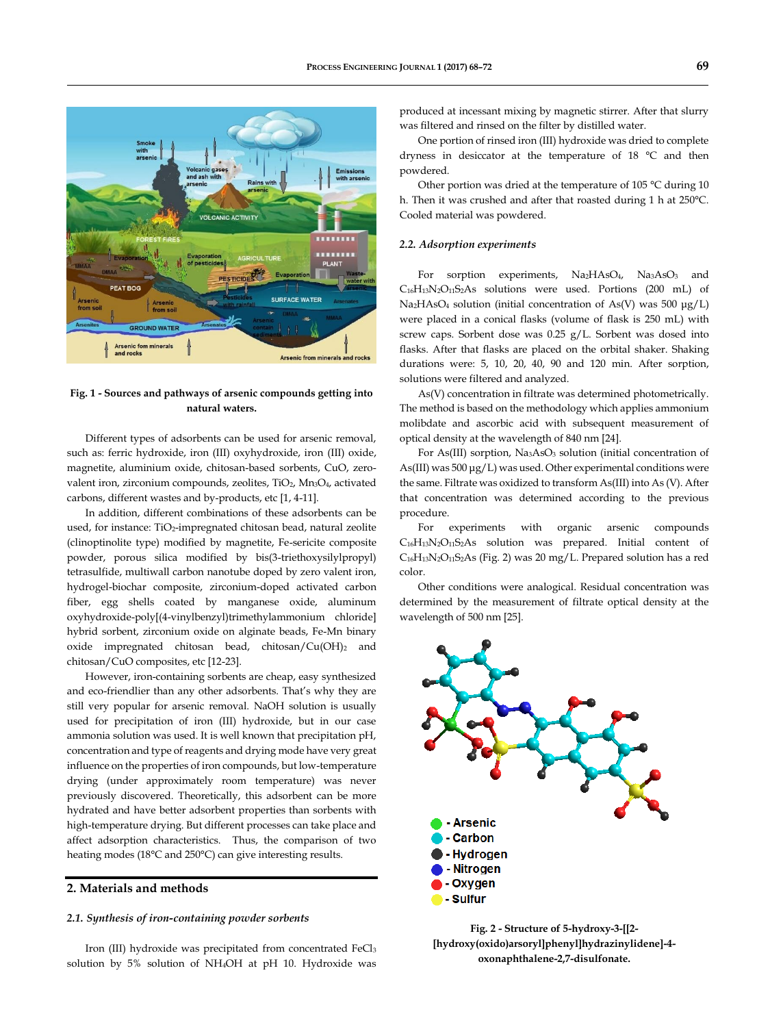Fig. 1 - Sources and pathways of arsenic compounds getting into natural waters.

Different types of adsorbents can be used for arsenic removal, such as: ferric hydroxide, iron (III) oxyhydroxide, iron (III) oxide, magnetite, aluminium oxide, chitosan-based sorbents, CuO, zero-valent iron, zirconium compounds, zeolites, $TiO_2$, $Mn_3O_4$, activated carbons, different wastes and by-products, etc [1, 4-11].

In addition, different combinations of these adsorbents can be used, for instance: $TiO_2$-impregnated chitosan bead, natural zeolite (clinoptinolite type) modified by magnetite, Fe-sericite composite powder, porous silica modified by bis(3-triethoxysilylpropyl) tetrasulfide, multiwall carbon nanotube doped by zero valent iron, hydrogel-biochar composite, zirconium-doped activated carbon fiber, egg shells coated by manganese oxide, aluminum oxyhydroxide-poly[(4-vinylbenzyl)trimethylammonium chloride] hybrid sorbent, zirconium oxide on alginate beads, Fe-Mn binary oxide impregnated chitosan bead, chitosan/$Cu(OH)_2$ and chitosan/CuO composites, etc [12-23].

However, iron-containing sorbents are cheap, easy synthesized and eco-friendlier than any other adsorbents. That's why they are still very popular for arsenic removal. NaOH solution is usually used for precipitation of iron (III) hydroxide, but in our case ammonia solution was used. It is well known that precipitation pH, concentration and type of reagents and drying mode have very great influence on the properties of iron compounds, but low-temperature drying (under approximately room temperature) was never previously discovered. Theoretically, this adsorbent can be more hydrated and have better adsorbent properties than sorbents with high-temperature drying. But different processes can take place and affect adsorption characteristics. Thus, the comparison of two heating modes (18°C and 250°C) can give interesting results.

## 2. Materials and methods

### 2.1. Synthesis of iron-containing powder sorbents

Iron (III) hydroxide was precipitated from concentrated $FeCl_3$ solution by 5% solution of $NH_4OH$ at pH 10. Hydroxide was produced at incessant mixing by magnetic stirrer. After that slurry was filtered and rinsed on the filter by distilled water.

One portion of rinsed iron (III) hydroxide was dried to complete dryness in desiccator at the temperature of 18 °C and then powdered.

Other portion was dried at the temperature of 105 °C during 10 h. Then it was crushed and after that roasted during 1 h at 250°C. Cooled material was powdered.

### 2.2. Adsorption experiments

For sorption experiments, $Na_2HAsO_4$, $Na_3AsO_3$ and $C_{16}H_{13}N_2O_{11}S_2As$ solutions were used. Portions (200 mL) of $Na_2HAsO_4$ solution (initial concentration of As(V) was 500 μg/L) were placed in a conical flasks (volume of flask is 250 mL) with screw caps. Sorbent dose was 0.25 g/L. Sorbent was dosed into flasks. After that flasks are placed on the orbital shaker. Shaking durations were: 5, 10, 20, 40, 90 and 120 min. After sorption, solutions were filtered and analyzed.

As(V) concentration in filtrate was determined photometrically. The method is based on the methodology which applies ammonium molibdate and ascorbic acid with subsequent measurement of optical density at the wavelength of 840 nm [24].

For As(III) sorption, $Na_3AsO_3$ solution (initial concentration of As(III) was 500 μg/L) was used. Other experimental conditions were the same. Filtrate was oxidized to transform As(III) into As (V). After that concentration was determined according to the previous procedure.

For experiments with organic arsenic compounds $C_{16}H_{13}N_2O_{11}S_2As$ solution was prepared. Initial content of $C_{16}H_{13}N_2O_{11}S_2As$ (Fig. 2) was 20 mg/L. Prepared solution has a red color.

Other conditions were analogical. Residual concentration was determined by the measurement of filtrate optical density at the wavelength of 500 nm [25].

Fig. 2 - Structure of 5-hydroxy-3-[[2-[hydroxy(oxido)arsoryl]phenyl]hydrazinylidene]-4-oxonaphthalene-2,7-disulfonate.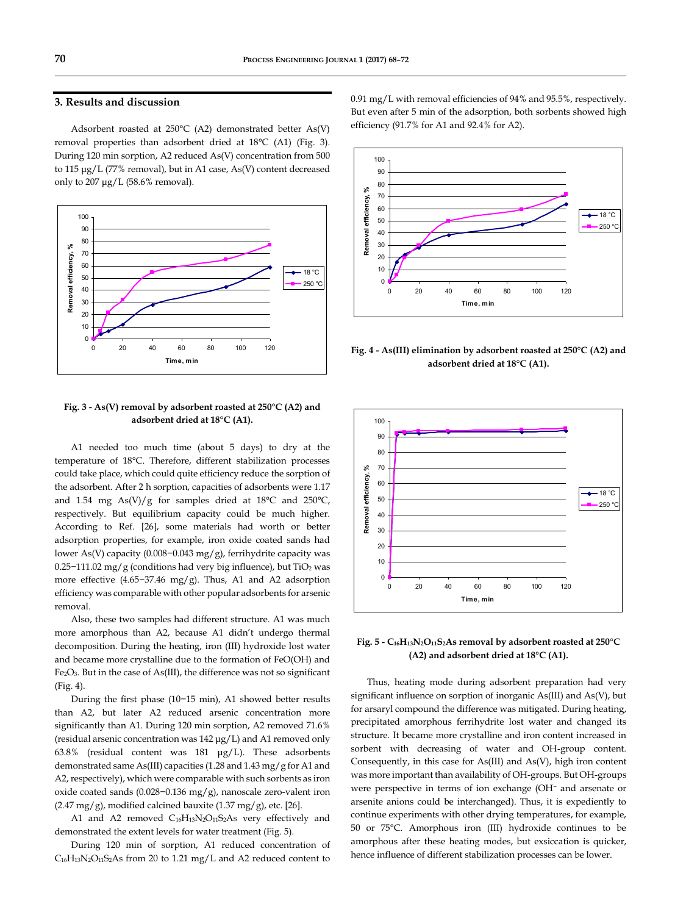## 3. Results and discussion

Adsorbent roasted at 250°C (A2) demonstrated better As(V) removal properties than adsorbent dried at 18°C (A1) (Fig. 3). During 120 min sorption, A2 reduced As(V) concentration from 500 to 115 µg/L (77% removal), but in A1 case, As(V) content decreased only to 207 µg/L (58.6% removal).

**Fig. 3 - As(V) removal by adsorbent roasted at 250°C (A2) and adsorbent dried at 18°C (A1).**

A1 needed too much time (about 5 days) to dry at the temperature of 18°C. Therefore, different stabilization processes could take place, which could quite efficiency reduce the sorption of the adsorbent. After 2 h sorption, capacities of adsorbents were 1.17 and 1.54 mg As(V)/g for samples dried at 18°C and 250°C, respectively. But equilibrium capacity could be much higher. According to Ref. [26], some materials had worth or better adsorption properties, for example, iron oxide coated sands had lower As(V) capacity (0.008−0.043 mg/g), ferrihydrite capacity was 0.25−111.02 mg/g (conditions had very big influence), but $TiO_2$ was more effective (4.65−37.46 mg/g). Thus, A1 and A2 adsorption efficiency was comparable with other popular adsorbents for arsenic removal.

Also, these two samples had different structure. A1 was much more amorphous than A2, because A1 didn't undergo thermal decomposition. During the heating, iron (III) hydroxide lost water and became more crystalline due to the formation of FeO(OH) and $Fe_2O_3$. But in the case of As(III), the difference was not so significant (Fig. 4).

During the first phase (10−15 min), A1 showed better results than A2, but later A2 reduced arsenic concentration more significantly than A1. During 120 min sorption, A2 removed 71.6% (residual arsenic concentration was 142 µg/L) and A1 removed only 63.8% (residual content was 181 µg/L). These adsorbents demonstrated same As(III) capacities (1.28 and 1.43 mg/g for A1 and A2, respectively), which were comparable with such sorbents as iron oxide coated sands (0.028−0.136 mg/g), nanoscale zero-valent iron (2.47 mg/g), modified calcined bauxite (1.37 mg/g), etc. [26].

A1 and A2 removed $C_{16}H_{13}N_2O_{11}S_2As$ very effectively and demonstrated the extent levels for water treatment (Fig. 5).

During 120 min of sorption, A1 reduced concentration of $C_{16}H_{13}N_2O_{11}S_2As$ from 20 to 1.21 mg/L and A2 reduced content to 0.91 mg/L with removal efficiencies of 94% and 95.5%, respectively. But even after 5 min of the adsorption, both sorbents showed high efficiency (91.7% for A1 and 92.4% for A2).

**Fig. 4 - As(III) elimination by adsorbent roasted at 250°C (A2) and adsorbent dried at 18°C (A1).**

**Fig. 5 - $C_{16}H_{13}N_2O_{11}S_2As$ removal by adsorbent roasted at 250°C (A2) and adsorbent dried at 18°C (A1).**

Thus, heating mode during adsorbent preparation had very significant influence on sorption of inorganic As(III) and As(V), but for arsaryl compound the difference was mitigated. During heating, precipitated amorphous ferrihydrite lost water and changed its structure. It became more crystalline and iron content increased in sorbent with decreasing of water and OH-group content. Consequently, in this case for As(III) and As(V), high iron content was more important than availability of OH-groups. But OH-groups were perspective in terms of ion exchange ($OH^-$ and arsenate or arsenite anions could be interchanged). Thus, it is expediently to continue experiments with other drying temperatures, for example, 50 or 75°C. Amorphous iron (III) hydroxide continues to be amorphous after these heating modes, but exsiccation is quicker, hence influence of different stabilization processes can be lower.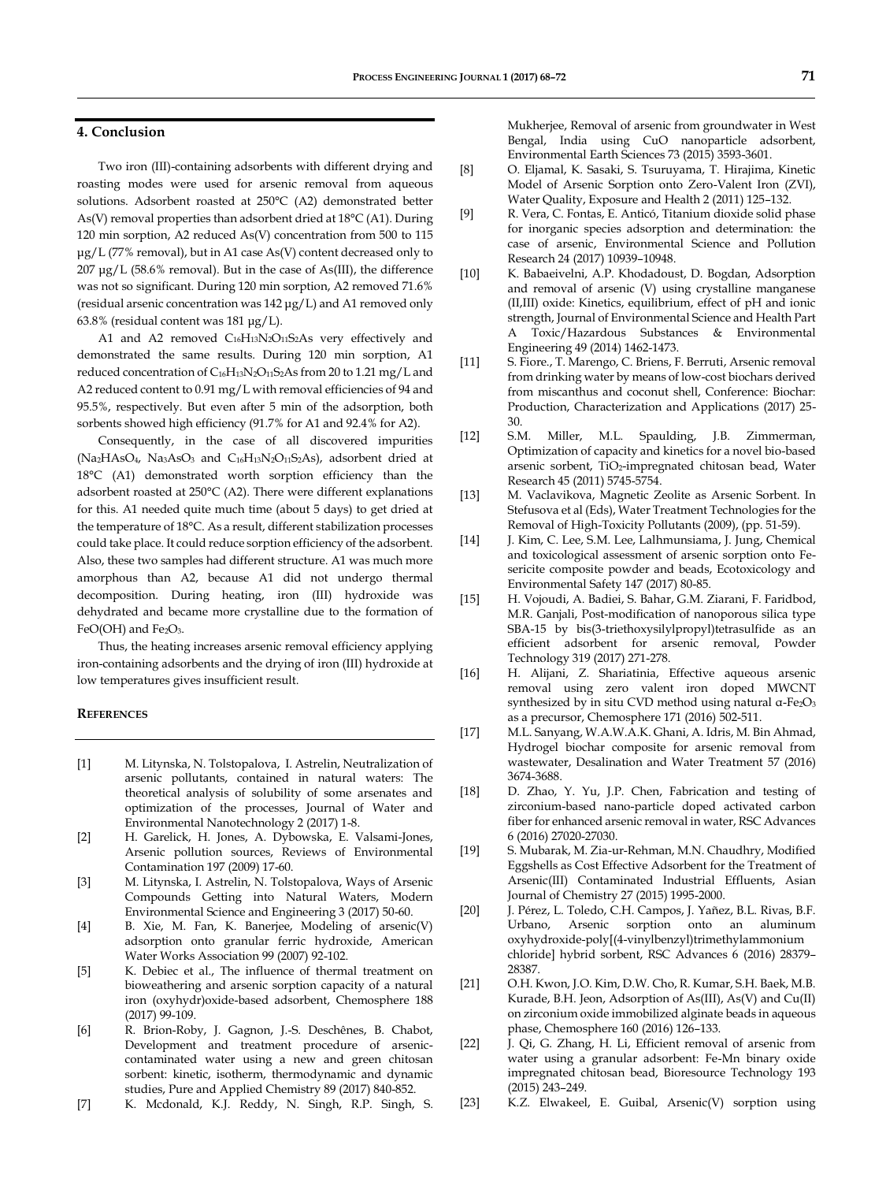## 4. Conclusion

Two iron (III)-containing adsorbents with different drying and roasting modes were used for arsenic removal from aqueous solutions. Adsorbent roasted at 250°C (A2) demonstrated better As(V) removal properties than adsorbent dried at 18°C (A1). During 120 min sorption, A2 reduced As(V) concentration from 500 to 115 μg/L (77% removal), but in A1 case As(V) content decreased only to 207 μg/L (58.6% removal). But in the case of As(III), the difference was not so significant. During 120 min sorption, A2 removed 71.6% (residual arsenic concentration was 142 μg/L) and A1 removed only 63.8% (residual content was 181 μg/L).

A1 and A2 removed $C_{16}H_{13}N_2O_{11}S_2As$ very effectively and demonstrated the same results. During 120 min sorption, A1 reduced concentration of $C_{16}H_{13}N_2O_{11}S_2As$ from 20 to 1.21 mg/L and A2 reduced content to 0.91 mg/L with removal efficiencies of 94 and 95.5%, respectively. But even after 5 min of the adsorption, both sorbents showed high efficiency (91.7% for A1 and 92.4% for A2).

Consequently, in the case of all discovered impurities ($Na_2HAsO_4$, $Na_3AsO_3$ and $C_{16}H_{13}N_2O_{11}S_2As$), adsorbent dried at 18°C (A1) demonstrated worth sorption efficiency than the adsorbent roasted at 250°C (A2). There were different explanations for this. A1 needed quite much time (about 5 days) to get dried at the temperature of 18°C. As a result, different stabilization processes could take place. It could reduce sorption efficiency of the adsorbent. Also, these two samples had different structure. A1 was much more amorphous than A2, because A1 did not undergo thermal decomposition. During heating, iron (III) hydroxide was dehydrated and became more crystalline due to the formation of FeO(OH) and $Fe_2O_3$.

Thus, the heating increases arsenic removal efficiency applying iron-containing adsorbents and the drying of iron (III) hydroxide at low temperatures gives insufficient result.

## References

[1] M. Litynska, N. Tolstopalova, I. Astrelin, Neutralization of arsenic pollutants, contained in natural waters: The theoretical analysis of solubility of some arsenates and optimization of the processes, Journal of Water and Environmental Nanotechnology 2 (2017) 1-8.

[2] H. Garelick, H. Jones, A. Dybowska, E. Valsami-Jones, Arsenic pollution sources, Reviews of Environmental Contamination 197 (2009) 17-60.

[3] M. Litynska, I. Astrelin, N. Tolstopalova, Ways of Arsenic Compounds Getting into Natural Waters, Modern Environmental Science and Engineering 3 (2017) 50-60.

[4] B. Xie, M. Fan, K. Banerjee, Modeling of arsenic(V) adsorption onto granular ferric hydroxide, American Water Works Association 99 (2007) 92-102.

[5] K. Debiec et al., The influence of thermal treatment on bioweathering and arsenic sorption capacity of a natural iron (oxyhydr)oxide-based adsorbent, Chemosphere 188 (2017) 99-109.

[6] R. Brion-Roby, J. Gagnon, J.-S. Deschênes, B. Chabot, Development and treatment procedure of arsenic-contaminated water using a new and green chitosan sorbent: kinetic, isotherm, thermodynamic and dynamic studies, Pure and Applied Chemistry 89 (2017) 840-852.

[7] K. Mcdonald, K.J. Reddy, N. Singh, R.P. Singh, S. Mukherjee, Removal of arsenic from groundwater in West Bengal, India using CuO nanoparticle adsorbent, Environmental Earth Sciences 73 (2015) 3593-3601.

[8] O. Eljamal, K. Sasaki, S. Tsuruyama, T. Hirajima, Kinetic Model of Arsenic Sorption onto Zero-Valent Iron (ZVI), Water Quality, Exposure and Health 2 (2011) 125–132.

[9] R. Vera, C. Fontas, E. Anticó, Titanium dioxide solid phase for inorganic species adsorption and determination: the case of arsenic, Environmental Science and Pollution Research 24 (2017) 10939–10948.

[10] K. Babaeivelni, A.P. Khodadoust, D. Bogdan, Adsorption and removal of arsenic (V) using crystalline manganese (II,III) oxide: Kinetics, equilibrium, effect of pH and ionic strength, Journal of Environmental Science and Health Part A Toxic/Hazardous Substances & Environmental Engineering 49 (2014) 1462-1473.

[11] S. Fiore., T. Marengo, C. Briens, F. Berruti, Arsenic removal from drinking water by means of low-cost biochars derived from miscanthus and coconut shell, Conference: Biochar: Production, Characterization and Applications (2017) 25-30.

[12] S.M. Miller, M.L. Spaulding, J.B. Zimmerman, Optimization of capacity and kinetics for a novel bio-based arsenic sorbent, $TiO_2$-impregnated chitosan bead, Water Research 45 (2011) 5745-5754.

[13] M. Vaclavikova, Magnetic Zeolite as Arsenic Sorbent. In Stefusova et al (Eds), Water Treatment Technologies for the Removal of High-Toxicity Pollutants (2009), (pp. 51-59).

[14] J. Kim, C. Lee, S.M. Lee, Lalhmunsiama, J. Jung, Chemical and toxicological assessment of arsenic sorption onto Fe-sericite composite powder and beads, Ecotoxicology and Environmental Safety 147 (2017) 80-85.

[15] H. Vojoudi, A. Badiei, S. Bahar, G.M. Ziarani, F. Faridbod, M.R. Ganjali, Post-modification of nanoporous silica type SBA-15 by bis(3-triethoxysilylpropyl)tetrasulfide as an efficient adsorbent for arsenic removal, Powder Technology 319 (2017) 271-278.

[16] H. Alijani, Z. Shariatinia, Effective aqueous arsenic removal using zero valent iron doped MWCNT synthesized by in situ CVD method using natural α-$Fe_2O_3$ as a precursor, Chemosphere 171 (2016) 502-511.

[17] M.L. Sanyang, W.A.W.A.K. Ghani, A. Idris, M. Bin Ahmad, Hydrogel biochar composite for arsenic removal from wastewater, Desalination and Water Treatment 57 (2016) 3674-3688.

[18] D. Zhao, Y. Yu, J.P. Chen, Fabrication and testing of zirconium-based nano-particle doped activated carbon fiber for enhanced arsenic removal in water, RSC Advances 6 (2016) 27020-27030.

[19] S. Mubarak, M. Zia-ur-Rehman, M.N. Chaudhry, Modified Eggshells as Cost Effective Adsorbent for the Treatment of Arsenic(III) Contaminated Industrial Effluents, Asian Journal of Chemistry 27 (2015) 1995-2000.

[20] J. Pérez, L. Toledo, C.H. Campos, J. Yañez, B.L. Rivas, B.F. Urbano, Arsenic sorption onto an aluminum oxyhydroxide-poly[(4-vinylbenzyl)trimethylammonium chloride] hybrid sorbent, RSC Advances 6 (2016) 28379–28387.

[21] O.H. Kwon, J.O. Kim, D.W. Cho, R. Kumar, S.H. Baek, M.B. Kurade, B.H. Jeon, Adsorption of As(III), As(V) and Cu(II) on zirconium oxide immobilized alginate beads in aqueous phase, Chemosphere 160 (2016) 126–133.

[22] J. Qi, G. Zhang, H. Li, Efficient removal of arsenic from water using a granular adsorbent: Fe-Mn binary oxide impregnated chitosan bead, Bioresource Technology 193 (2015) 243–249.

[23] K.Z. Elwakeel, E. Guibal, Arsenic(V) sorption using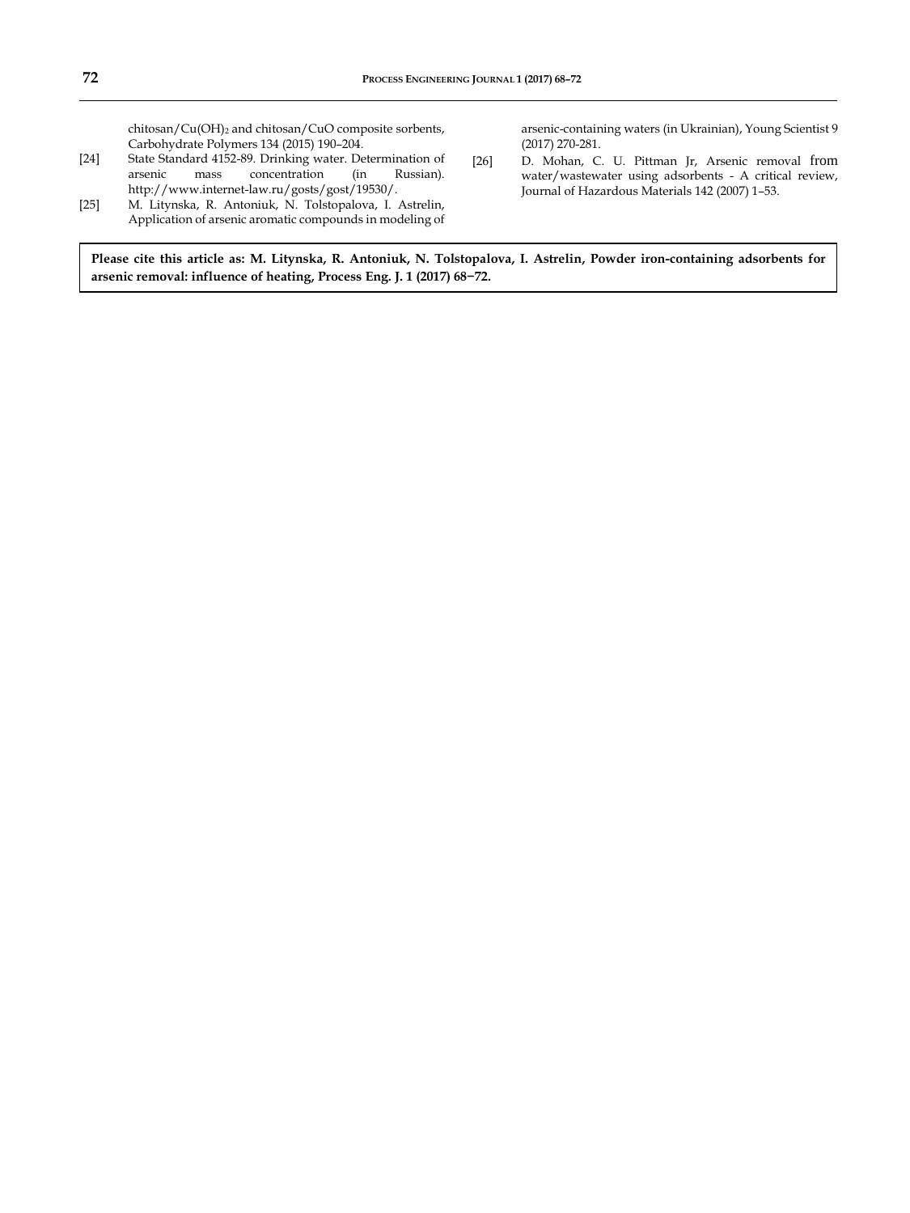chitosan/$Cu(OH)_2$ and chitosan/CuO composite sorbents, Carbohydrate Polymers 134 (2015) 190–204.

[24] State Standard 4152-89. Drinking water. Determination of arsenic mass concentration (in Russian). http://www.internet-law.ru/gosts/gost/19530/.

[25] M. Litynska, R. Antoniuk, N. Tolstopalova, I. Astrelin, Application of arsenic aromatic compounds in modeling of arsenic-containing waters (in Ukrainian), Young Scientist 9 (2017) 270-281.

[26] D. Mohan, C. U. Pittman Jr, Arsenic removal from water/wastewater using adsorbents - A critical review, Journal of Hazardous Materials 142 (2007) 1–53.

**Please cite this article as: M. Litynska, R. Antoniuk, N. Tolstopalova, I. Astrelin, Powder iron-containing adsorbents for arsenic removal: influence of heating, Process Eng. J. 1 (2017) 68−72.**